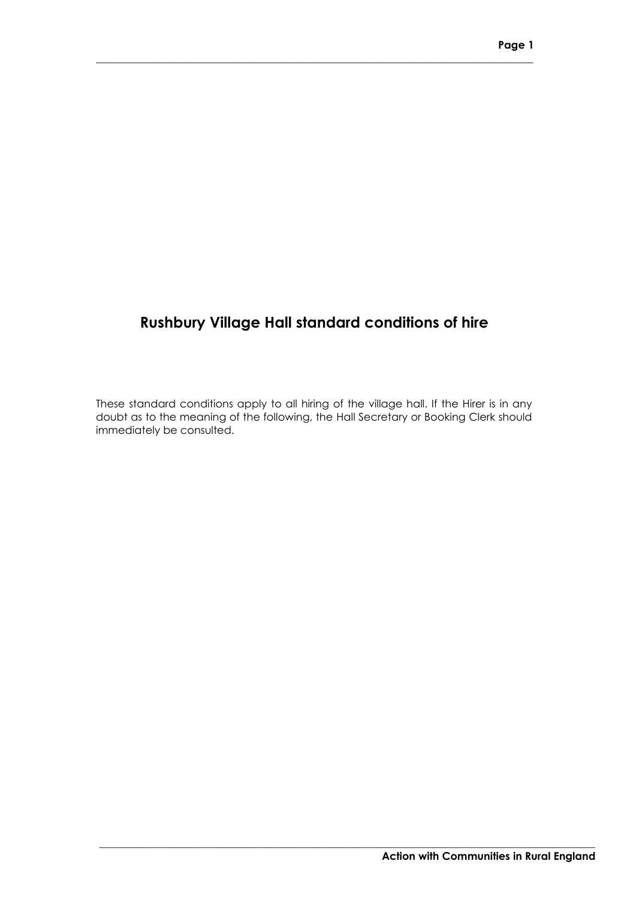# Rushbury Village Hall standard conditions of hire

These standard conditions apply to all hiring of the village hall. If the Hirer is in any doubt as to the meaning of the following, the Hall Secretary or Booking Clerk should immediately be consulted.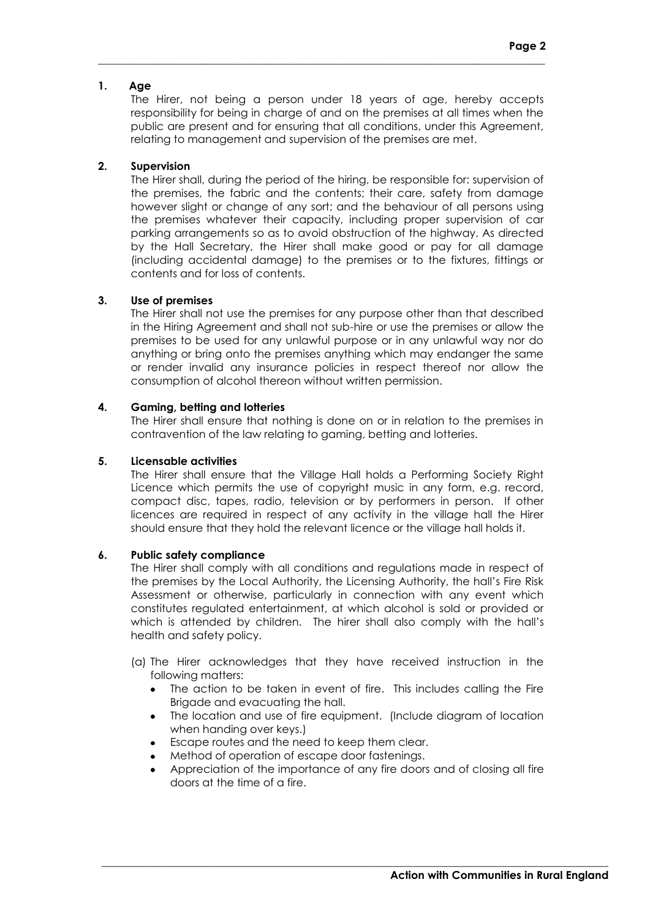## 1. Age

The Hirer, not being a person under 18 years of age, hereby accepts responsibility for being in charge of and on the premises at all times when the public are present and for ensuring that all conditions, under this Agreement, relating to management and supervision of the premises are met.

## 2. Supervision

The Hirer shall, during the period of the hiring, be responsible for: supervision of the premises, the fabric and the contents; their care, safety from damage however slight or change of any sort; and the behaviour of all persons using the premises whatever their capacity, including proper supervision of car parking arrangements so as to avoid obstruction of the highway. As directed by the Hall Secretary, the Hirer shall make good or pay for all damage (including accidental damage) to the premises or to the fixtures, fittings or contents and for loss of contents.

## 3. Use of premises

The Hirer shall not use the premises for any purpose other than that described in the Hiring Agreement and shall not sub-hire or use the premises or allow the premises to be used for any unlawful purpose or in any unlawful way nor do anything or bring onto the premises anything which may endanger the same or render invalid any insurance policies in respect thereof nor allow the consumption of alcohol thereon without written permission.

## 4. Gaming, betting and lotteries

The Hirer shall ensure that nothing is done on or in relation to the premises in contravention of the law relating to gaming, betting and lotteries.

## 5. Licensable activities

The Hirer shall ensure that the Village Hall holds a Performing Society Right Licence which permits the use of copyright music in any form, e.g. record, compact disc, tapes, radio, television or by performers in person. If other licences are required in respect of any activity in the village hall the Hirer should ensure that they hold the relevant licence or the village hall holds it.

## 6. Public safety compliance

The Hirer shall comply with all conditions and regulations made in respect of the premises by the Local Authority, the Licensing Authority, the hall's Fire Risk Assessment or otherwise, particularly in connection with any event which constitutes regulated entertainment, at which alcohol is sold or provided or which is attended by children. The hirer shall also comply with the hall's health and safety policy.

(a) The Hirer acknowledges that they have received instruction in the following matters:

- The action to be taken in event of fire. This includes calling the Fire Brigade and evacuating the hall.
- The location and use of fire equipment. (Include diagram of location when handing over keys.)
- Escape routes and the need to keep them clear.
- Method of operation of escape door fastenings.
- Appreciation of the importance of any fire doors and of closing all fire doors at the time of a fire.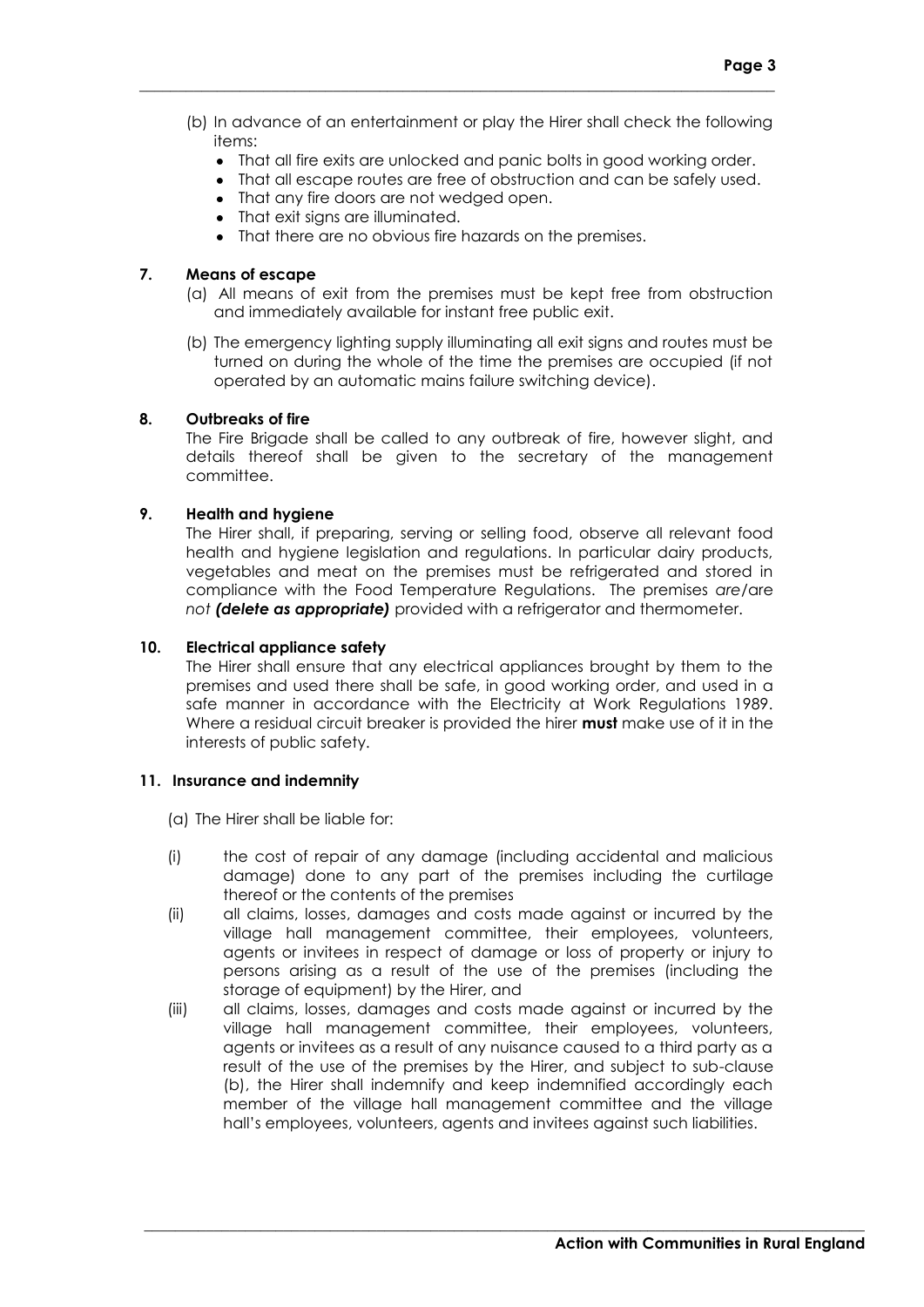(b) In advance of an entertainment or play the Hirer shall check the following items:

- That all fire exits are unlocked and panic bolts in good working order.
- That all escape routes are free of obstruction and can be safely used.
- That any fire doors are not wedged open.
- That exit signs are illuminated.
- That there are no obvious fire hazards on the premises.

**7. Means of escape**

(a) All means of exit from the premises must be kept free from obstruction and immediately available for instant free public exit.

(b) The emergency lighting supply illuminating all exit signs and routes must be turned on during the whole of the time the premises are occupied (if not operated by an automatic mains failure switching device).

**8. Outbreaks of fire**

The Fire Brigade shall be called to any outbreak of fire, however slight, and details thereof shall be given to the secretary of the management committee.

**9. Health and hygiene**

The Hirer shall, if preparing, serving or selling food, observe all relevant food health and hygiene legislation and regulations. In particular dairy products, vegetables and meat on the premises must be refrigerated and stored in compliance with the Food Temperature Regulations. The premises *are/are not* ***(delete as appropriate)*** provided with a refrigerator and thermometer.

**10. Electrical appliance safety**

The Hirer shall ensure that any electrical appliances brought by them to the premises and used there shall be safe, in good working order, and used in a safe manner in accordance with the Electricity at Work Regulations 1989. Where a residual circuit breaker is provided the hirer **must** make use of it in the interests of public safety.

**11. Insurance and indemnity**

(a) The Hirer shall be liable for:

(i) the cost of repair of any damage (including accidental and malicious damage) done to any part of the premises including the curtilage thereof or the contents of the premises

(ii) all claims, losses, damages and costs made against or incurred by the village hall management committee, their employees, volunteers, agents or invitees in respect of damage or loss of property or injury to persons arising as a result of the use of the premises (including the storage of equipment) by the Hirer, and

(iii) all claims, losses, damages and costs made against or incurred by the village hall management committee, their employees, volunteers, agents or invitees as a result of any nuisance caused to a third party as a result of the use of the premises by the Hirer, and subject to sub-clause (b), the Hirer shall indemnify and keep indemnified accordingly each member of the village hall management committee and the village hall's employees, volunteers, agents and invitees against such liabilities.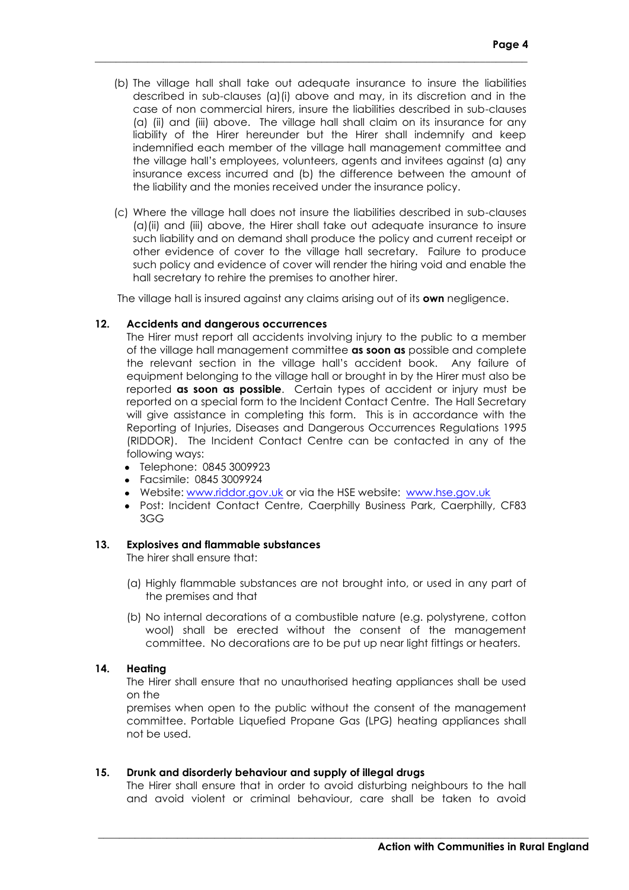(b) The village hall shall take out adequate insurance to insure the liabilities described in sub-clauses (a)(i) above and may, in its discretion and in the case of non commercial hirers, insure the liabilities described in sub-clauses (a) (ii) and (iii) above. The village hall shall claim on its insurance for any liability of the Hirer hereunder but the Hirer shall indemnify and keep indemnified each member of the village hall management committee and the village hall's employees, volunteers, agents and invitees against (a) any insurance excess incurred and (b) the difference between the amount of the liability and the monies received under the insurance policy.

(c) Where the village hall does not insure the liabilities described in sub-clauses (a)(ii) and (iii) above, the Hirer shall take out adequate insurance to insure such liability and on demand shall produce the policy and current receipt or other evidence of cover to the village hall secretary. Failure to produce such policy and evidence of cover will render the hiring void and enable the hall secretary to rehire the premises to another hirer.

The village hall is insured against any claims arising out of its **own** negligence.

### 12. Accidents and dangerous occurrences

The Hirer must report all accidents involving injury to the public to a member of the village hall management committee **as soon as** possible and complete the relevant section in the village hall's accident book. Any failure of equipment belonging to the village hall or brought in by the Hirer must also be reported **as soon as possible**. Certain types of accident or injury must be reported on a special form to the Incident Contact Centre. The Hall Secretary will give assistance in completing this form. This is in accordance with the Reporting of Injuries, Diseases and Dangerous Occurrences Regulations 1995 (RIDDOR). The Incident Contact Centre can be contacted in any of the following ways:

- Telephone: 0845 3009923
- Facsimile: 0845 3009924
- Website: www.riddor.gov.uk or via the HSE website: www.hse.gov.uk
- Post: Incident Contact Centre, Caerphilly Business Park, Caerphilly, CF83 3GG

### 13. Explosives and flammable substances

The hirer shall ensure that:

(a) Highly flammable substances are not brought into, or used in any part of the premises and that

(b) No internal decorations of a combustible nature (e.g. polystyrene, cotton wool) shall be erected without the consent of the management committee. No decorations are to be put up near light fittings or heaters.

### 14. Heating

The Hirer shall ensure that no unauthorised heating appliances shall be used on the premises when open to the public without the consent of the management committee. Portable Liquefied Propane Gas (LPG) heating appliances shall not be used.

### 15. Drunk and disorderly behaviour and supply of illegal drugs

The Hirer shall ensure that in order to avoid disturbing neighbours to the hall and avoid violent or criminal behaviour, care shall be taken to avoid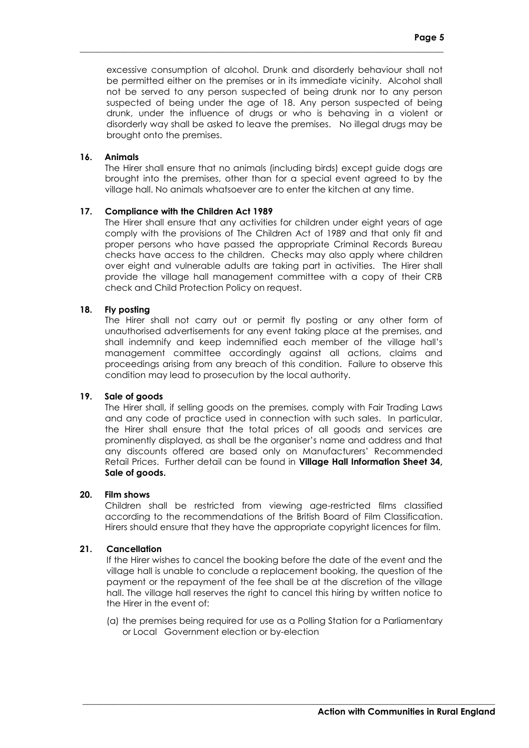excessive consumption of alcohol. Drunk and disorderly behaviour shall not be permitted either on the premises or in its immediate vicinity. Alcohol shall not be served to any person suspected of being drunk nor to any person suspected of being under the age of 18. Any person suspected of being drunk, under the influence of drugs or who is behaving in a violent or disorderly way shall be asked to leave the premises. No illegal drugs may be brought onto the premises.

**16. Animals**

The Hirer shall ensure that no animals (including birds) except guide dogs are brought into the premises, other than for a special event agreed to by the village hall. No animals whatsoever are to enter the kitchen at any time.

**17. Compliance with the Children Act 1989**

The Hirer shall ensure that any activities for children under eight years of age comply with the provisions of The Children Act of 1989 and that only fit and proper persons who have passed the appropriate Criminal Records Bureau checks have access to the children. Checks may also apply where children over eight and vulnerable adults are taking part in activities. The Hirer shall provide the village hall management committee with a copy of their CRB check and Child Protection Policy on request.

**18. Fly posting**

The Hirer shall not carry out or permit fly posting or any other form of unauthorised advertisements for any event taking place at the premises, and shall indemnify and keep indemnified each member of the village hall's management committee accordingly against all actions, claims and proceedings arising from any breach of this condition. Failure to observe this condition may lead to prosecution by the local authority.

**19. Sale of goods**

The Hirer shall, if selling goods on the premises, comply with Fair Trading Laws and any code of practice used in connection with such sales. In particular, the Hirer shall ensure that the total prices of all goods and services are prominently displayed, as shall be the organiser's name and address and that any discounts offered are based only on Manufacturers' Recommended Retail Prices. Further detail can be found in **Village Hall Information Sheet 34, Sale of goods.**

**20. Film shows**

Children shall be restricted from viewing age-restricted films classified according to the recommendations of the British Board of Film Classification. Hirers should ensure that they have the appropriate copyright licences for film.

**21. Cancellation**

If the Hirer wishes to cancel the booking before the date of the event and the village hall is unable to conclude a replacement booking, the question of the payment or the repayment of the fee shall be at the discretion of the village hall. The village hall reserves the right to cancel this hiring by written notice to the Hirer in the event of:

(a) the premises being required for use as a Polling Station for a Parliamentary or Local Government election or by-election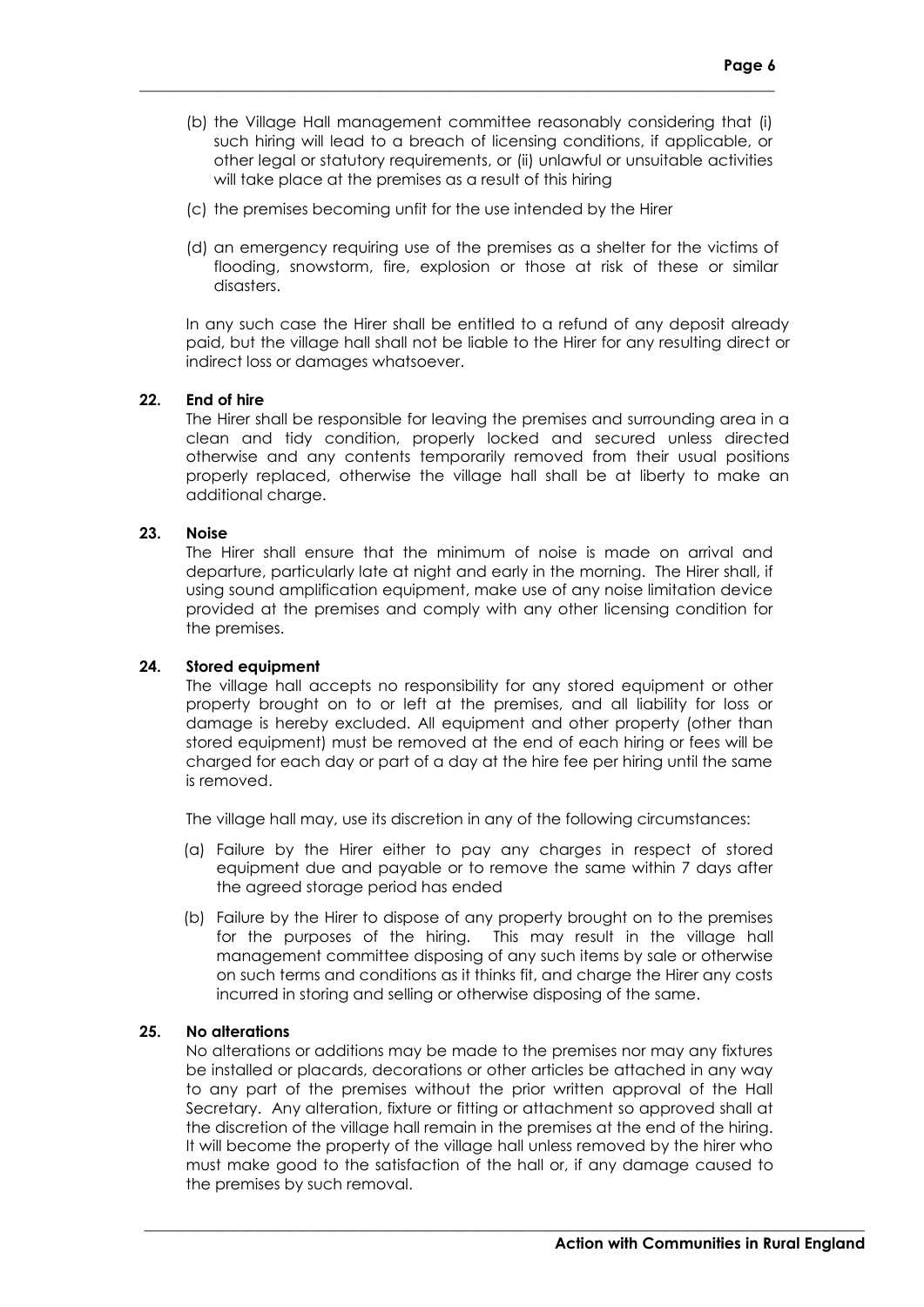(b) the Village Hall management committee reasonably considering that (i) such hiring will lead to a breach of licensing conditions, if applicable, or other legal or statutory requirements, or (ii) unlawful or unsuitable activities will take place at the premises as a result of this hiring

(c) the premises becoming unfit for the use intended by the Hirer

(d) an emergency requiring use of the premises as a shelter for the victims of flooding, snowstorm, fire, explosion or those at risk of these or similar disasters.

In any such case the Hirer shall be entitled to a refund of any deposit already paid, but the village hall shall not be liable to the Hirer for any resulting direct or indirect loss or damages whatsoever.

**22. End of hire**

The Hirer shall be responsible for leaving the premises and surrounding area in a clean and tidy condition, properly locked and secured unless directed otherwise and any contents temporarily removed from their usual positions properly replaced, otherwise the village hall shall be at liberty to make an additional charge.

**23. Noise**

The Hirer shall ensure that the minimum of noise is made on arrival and departure, particularly late at night and early in the morning. The Hirer shall, if using sound amplification equipment, make use of any noise limitation device provided at the premises and comply with any other licensing condition for the premises.

**24. Stored equipment**

The village hall accepts no responsibility for any stored equipment or other property brought on to or left at the premises, and all liability for loss or damage is hereby excluded. All equipment and other property (other than stored equipment) must be removed at the end of each hiring or fees will be charged for each day or part of a day at the hire fee per hiring until the same is removed.

The village hall may, use its discretion in any of the following circumstances:

(a) Failure by the Hirer either to pay any charges in respect of stored equipment due and payable or to remove the same within 7 days after the agreed storage period has ended

(b) Failure by the Hirer to dispose of any property brought on to the premises for the purposes of the hiring. This may result in the village hall management committee disposing of any such items by sale or otherwise on such terms and conditions as it thinks fit, and charge the Hirer any costs incurred in storing and selling or otherwise disposing of the same.

**25. No alterations**

No alterations or additions may be made to the premises nor may any fixtures be installed or placards, decorations or other articles be attached in any way to any part of the premises without the prior written approval of the Hall Secretary. Any alteration, fixture or fitting or attachment so approved shall at the discretion of the village hall remain in the premises at the end of the hiring. It will become the property of the village hall unless removed by the hirer who must make good to the satisfaction of the hall or, if any damage caused to the premises by such removal.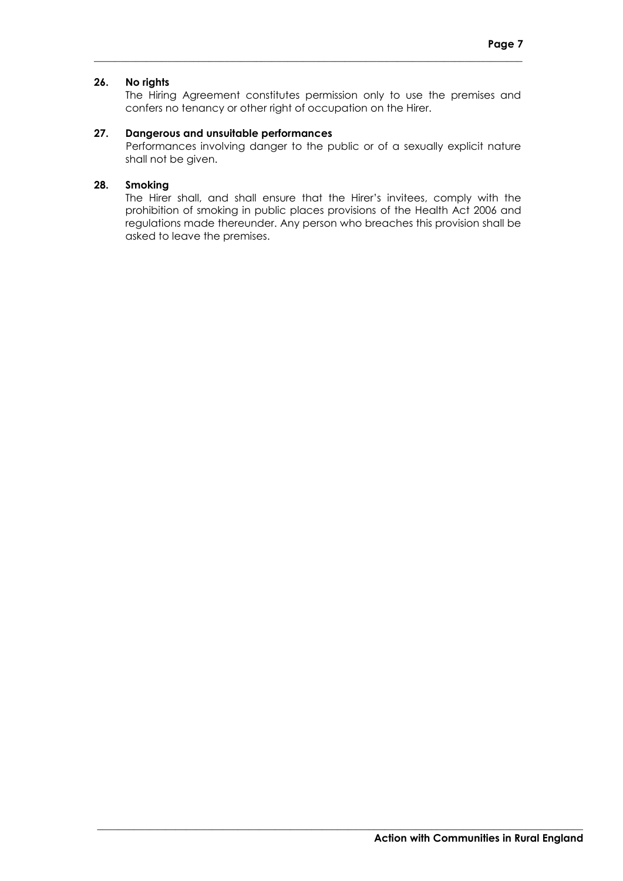**26. No rights**

The Hiring Agreement constitutes permission only to use the premises and confers no tenancy or other right of occupation on the Hirer.

**27. Dangerous and unsuitable performances**

Performances involving danger to the public or of a sexually explicit nature shall not be given.

**28. Smoking**

The Hirer shall, and shall ensure that the Hirer's invitees, comply with the prohibition of smoking in public places provisions of the Health Act 2006 and regulations made thereunder. Any person who breaches this provision shall be asked to leave the premises.